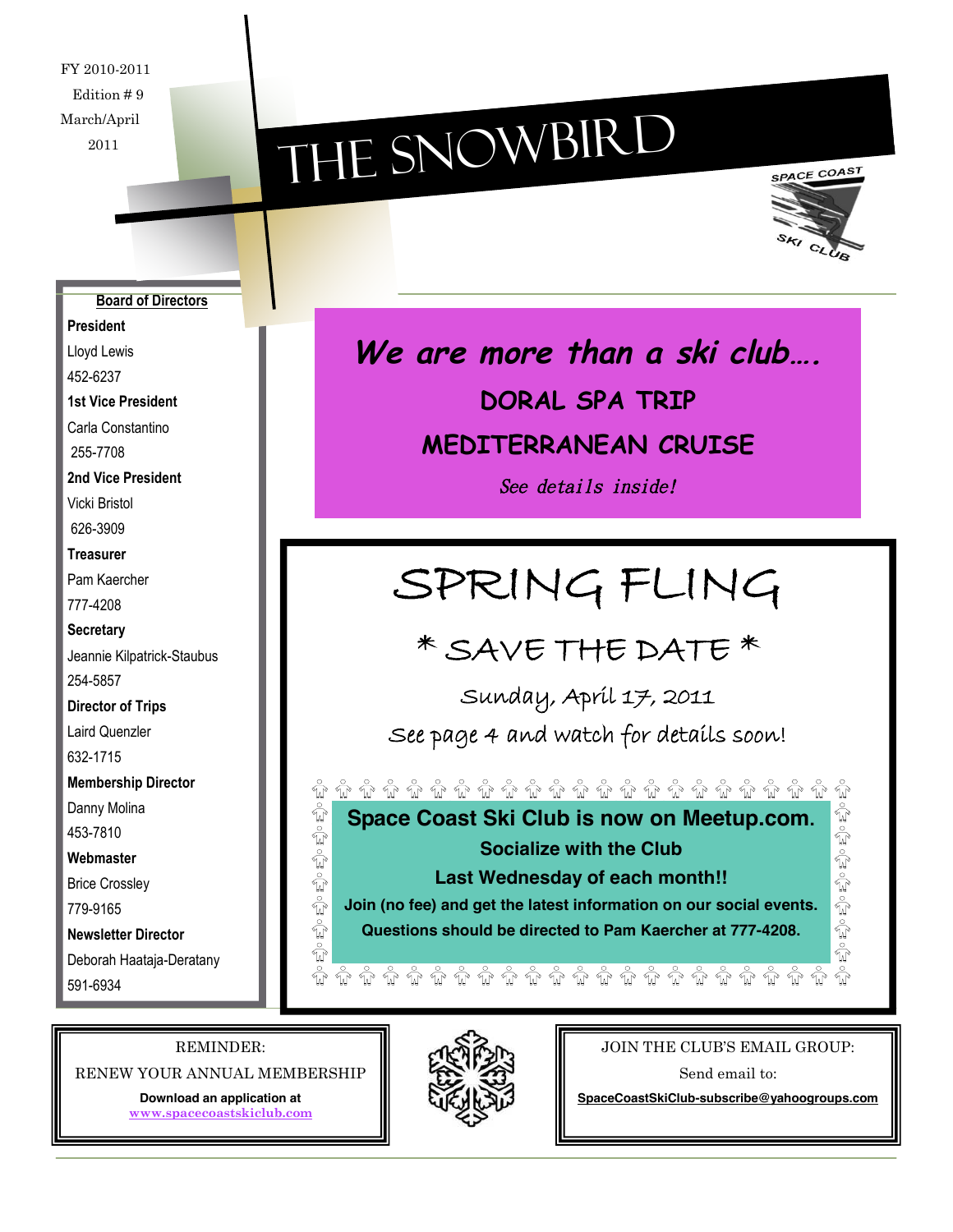FY 2010-2011

Edition # 9

March/April

2011

# THE SNOWBIRD

SPACE COAST SKI CLUB

**Board of Directors**

**President**
Lloyd Lewis
452-6237

**1st Vice President**
Carla Constantino
255-7708

**2nd Vice President**
Vicki Bristol
626-3909

**Treasurer**
Pam Kaercher
777-4208

**Secretary**
Jeannie Kilpatrick-Staubus
254-5857

**Director of Trips**
Laird Quenzler
632-1715

**Membership Director**
Danny Molina
453-7810

**Webmaster**
Brice Crossley
779-9165

**Newsletter Director**
Deborah Haataja-Deratany
591-6934

***We are more than a ski club….***

**DORAL SPA TRIP**

**MEDITERRANEAN CRUISE**

*See details inside!*

## SPRING FLING

### * SAVE THE DATE *

Sunday, April 17, 2011

See page 4 and watch for details soon!

**Space Coast Ski Club is now on Meetup.com.**

**Socialize with the Club**

**Last Wednesday of each month!!**

**Join (no fee) and get the latest information on our social events.**

**Questions should be directed to Pam Kaercher at 777-4208.**

REMINDER:

RENEW YOUR ANNUAL MEMBERSHIP

**Download an application at**
**www.spacecoastskiclub.com**

JOIN THE CLUB'S EMAIL GROUP:

Send email to:

**SpaceCoastSkiClub-subscribe@yahoogroups.com**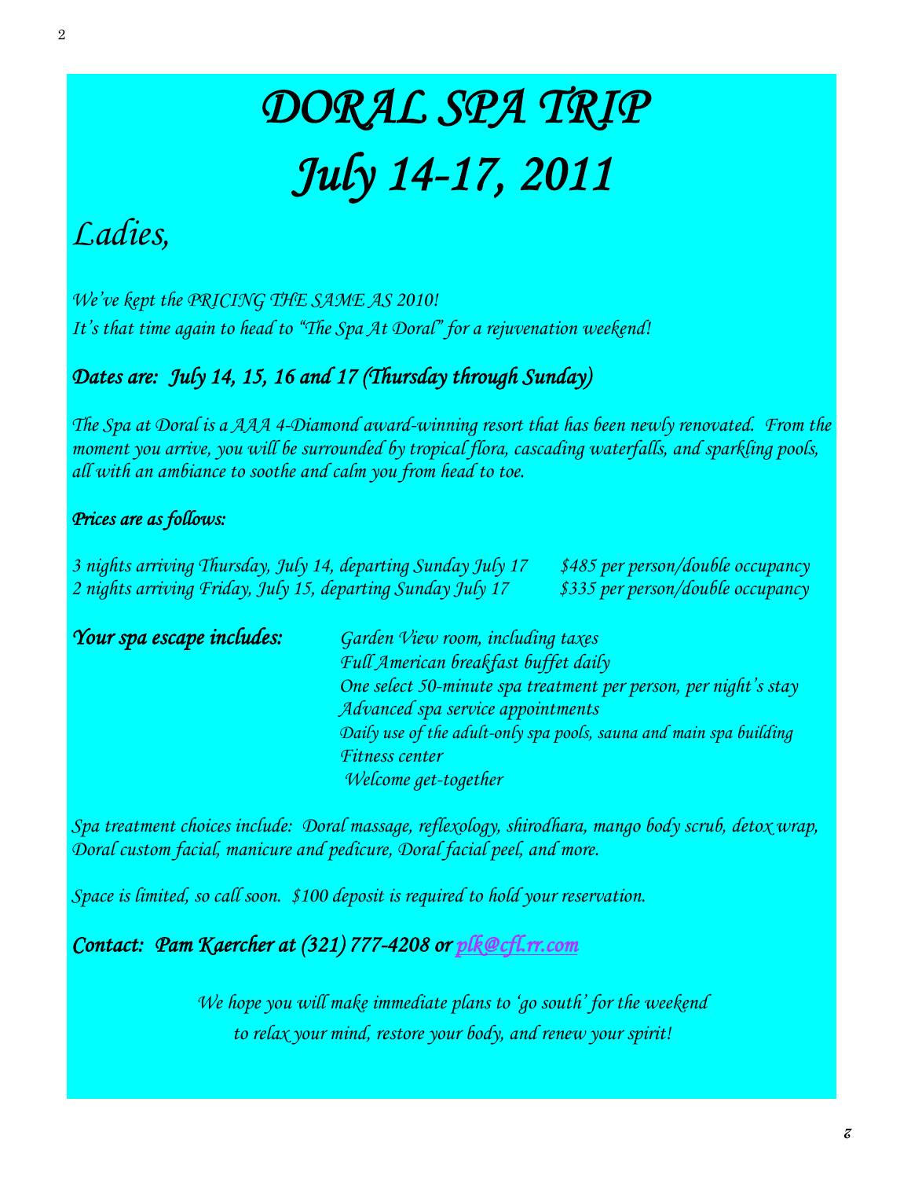# *DORAL SPA TRIP*
# *July 14-17, 2011*

## *Ladies,*

*We've kept the PRICING THE SAME AS 2010!*
*It's that time again to head to "The Spa At Doral" for a rejuvenation weekend!*

### *Dates are: July 14, 15, 16 and 17 (Thursday through Sunday)*

*The Spa at Doral is a AAA 4-Diamond award-winning resort that has been newly renovated. From the moment you arrive, you will be surrounded by tropical flora, cascading waterfalls, and sparkling pools, all with an ambiance to soothe and calm you from head to toe.*

***Prices are as follows:***

| | |
|---|---|
| *3 nights arriving Thursday, July 14, departing Sunday July 17* | *$485 per person/double occupancy* |
| *2 nights arriving Friday, July 15, departing Sunday July 17* | *$335 per person/double occupancy* |

***Your spa escape includes:***

- *Garden View room, including taxes*
- *Full American breakfast buffet daily*
- *One select 50-minute spa treatment per person, per night's stay*
- *Advanced spa service appointments*
- *Daily use of the adult-only spa pools, sauna and main spa building*
- *Fitness center*
- *Welcome get-together*

*Spa treatment choices include: Doral massage, reflexology, shirodhara, mango body scrub, detox wrap, Doral custom facial, manicure and pedicure, Doral facial peel, and more.*

*Space is limited, so call soon. $100 deposit is required to hold your reservation.*

***Contact: Pam Kaercher at (321) 777-4208 or plk@cfl.rr.com***

*We hope you will make immediate plans to 'go south' for the weekend*
*to relax your mind, restore your body, and renew your spirit!*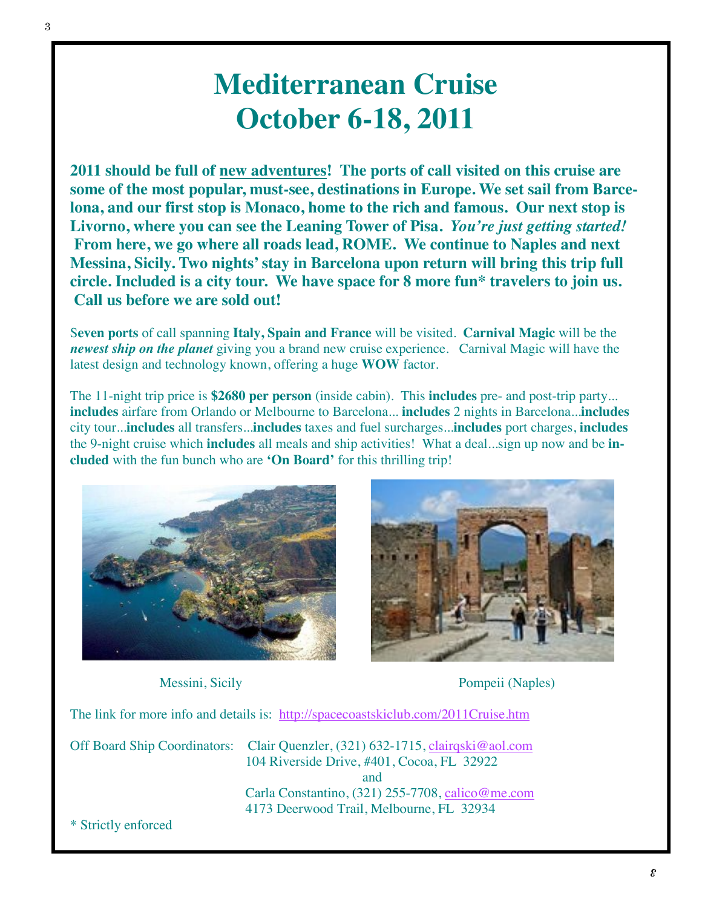# Mediterranean Cruise
# October 6-18, 2011

**2011 should be full of new adventures! The ports of call visited on this cruise are some of the most popular, must-see, destinations in Europe. We set sail from Barcelona, and our first stop is Monaco, home to the rich and famous. Our next stop is Livorno, where you can see the Leaning Tower of Pisa. *You're just getting started!* From here, we go where all roads lead, ROME. We continue to Naples and next Messina, Sicily. Two nights' stay in Barcelona upon return will bring this trip full circle. Included is a city tour. We have space for 8 more fun* travelers to join us. Call us before we are sold out!**

**Seven ports** of call spanning **Italy, Spain and France** will be visited. **Carnival Magic** will be the ***newest ship on the planet*** giving you a brand new cruise experience. Carnival Magic will have the latest design and technology known, offering a huge **WOW** factor.

The 11-night trip price is **$2680 per person** (inside cabin). This **includes** pre- and post-trip party... **includes** airfare from Orlando or Melbourne to Barcelona... **includes** 2 nights in Barcelona...**includes** city tour...**includes** all transfers...**includes** taxes and fuel surcharges...**includes** port charges, **includes** the 9-night cruise which **includes** all meals and ship activities! What a deal...sign up now and be **included** with the fun bunch who are **'On Board'** for this thrilling trip!

Messini, Sicily

Pompeii (Naples)

The link for more info and details is: http://spacecoastskiclub.com/2011Cruise.htm

Off Board Ship Coordinators: Clair Quenzler, (321) 632-1715, clairqski@aol.com
104 Riverside Drive, #401, Cocoa, FL 32922
and
Carla Constantino, (321) 255-7708, calico@me.com
4173 Deerwood Trail, Melbourne, FL 32934

\* Strictly enforced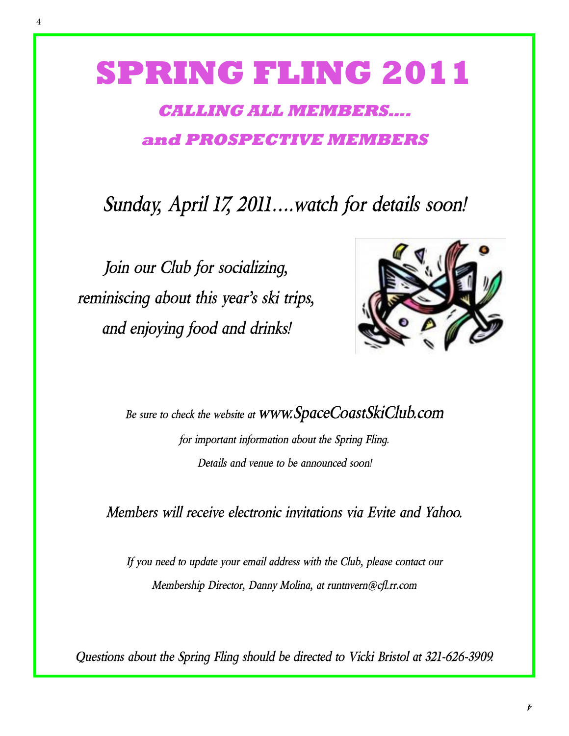# SPRING FLING 2011

## *CALLING ALL MEMBERS....*

## *and PROSPECTIVE MEMBERS*

*Sunday, April 17, 2011....watch for details soon!*

*Join our Club for socializing, reminiscing about this year's ski trips, and enjoying food and drinks!*

*Be sure to check the website at www.SpaceCoastSkiClub.com for important information about the Spring Fling. Details and venue to be announced soon!*

*Members will receive electronic invitations via Evite and Yahoo.*

*If you need to update your email address with the Club, please contact our Membership Director, Danny Molina, at runtnvern@cfl.rr.com*

*Questions about the Spring Fling should be directed to Vicki Bristol at 321-626-3909.*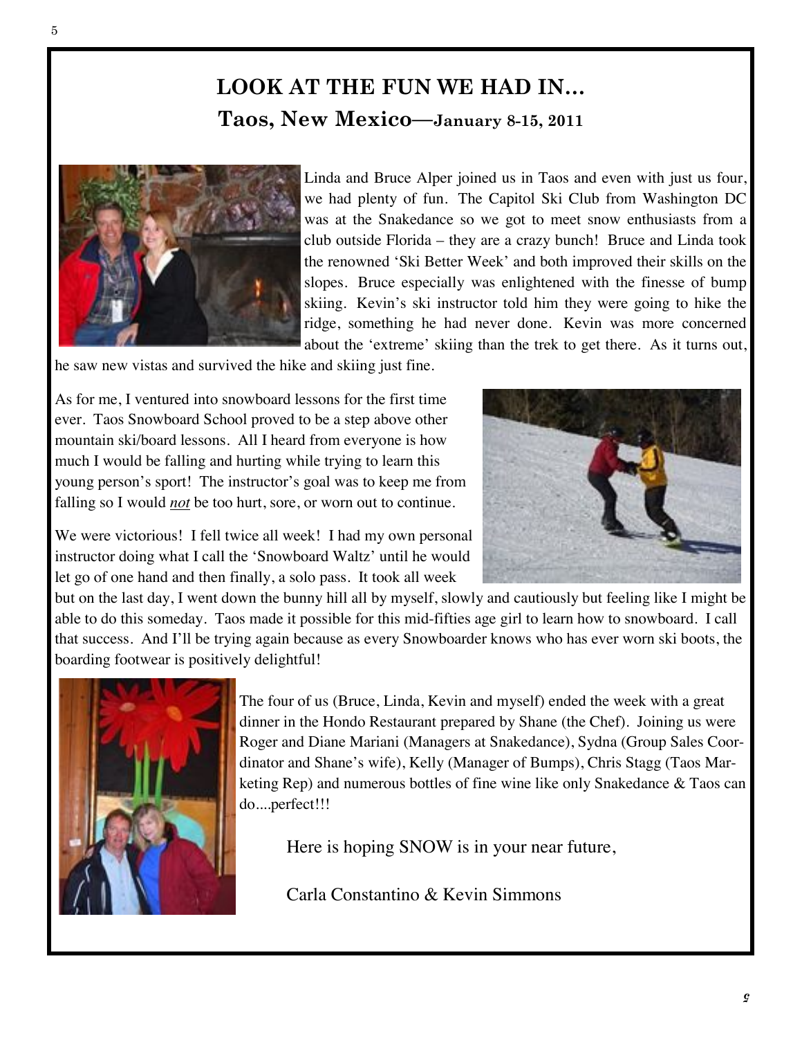# LOOK AT THE FUN WE HAD IN…

## Taos, New Mexico—January 8-15, 2011

Linda and Bruce Alper joined us in Taos and even with just us four, we had plenty of fun. The Capitol Ski Club from Washington DC was at the Snakedance so we got to meet snow enthusiasts from a club outside Florida – they are a crazy bunch! Bruce and Linda took the renowned 'Ski Better Week' and both improved their skills on the slopes. Bruce especially was enlightened with the finesse of bump skiing. Kevin's ski instructor told him they were going to hike the ridge, something he had never done. Kevin was more concerned about the 'extreme' skiing than the trek to get there. As it turns out, he saw new vistas and survived the hike and skiing just fine.

As for me, I ventured into snowboard lessons for the first time ever. Taos Snowboard School proved to be a step above other mountain ski/board lessons. All I heard from everyone is how much I would be falling and hurting while trying to learn this young person's sport! The instructor's goal was to keep me from falling so I would ***not*** be too hurt, sore, or worn out to continue.

We were victorious! I fell twice all week! I had my own personal instructor doing what I call the 'Snowboard Waltz' until he would let go of one hand and then finally, a solo pass. It took all week but on the last day, I went down the bunny hill all by myself, slowly and cautiously but feeling like I might be able to do this someday. Taos made it possible for this mid-fifties age girl to learn how to snowboard. I call that success. And I'll be trying again because as every Snowboarder knows who has ever worn ski boots, the boarding footwear is positively delightful!

The four of us (Bruce, Linda, Kevin and myself) ended the week with a great dinner in the Hondo Restaurant prepared by Shane (the Chef). Joining us were Roger and Diane Mariani (Managers at Snakedance), Sydna (Group Sales Coordinator and Shane's wife), Kelly (Manager of Bumps), Chris Stagg (Taos Marketing Rep) and numerous bottles of fine wine like only Snakedance & Taos can do....perfect!!!

Here is hoping SNOW is in your near future,

Carla Constantino & Kevin Simmons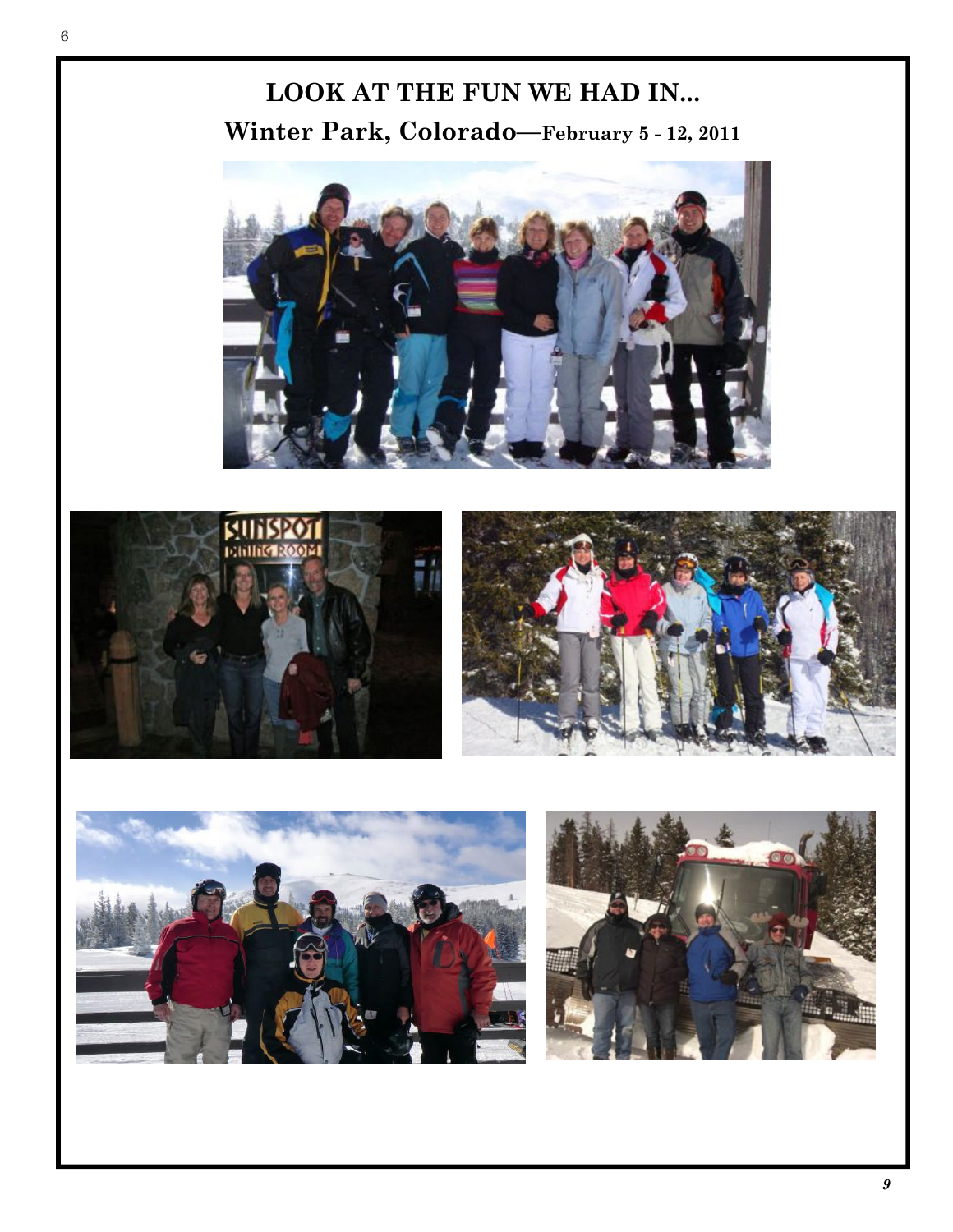# LOOK AT THE FUN WE HAD IN...

## Winter Park, Colorado—February 5 - 12, 2011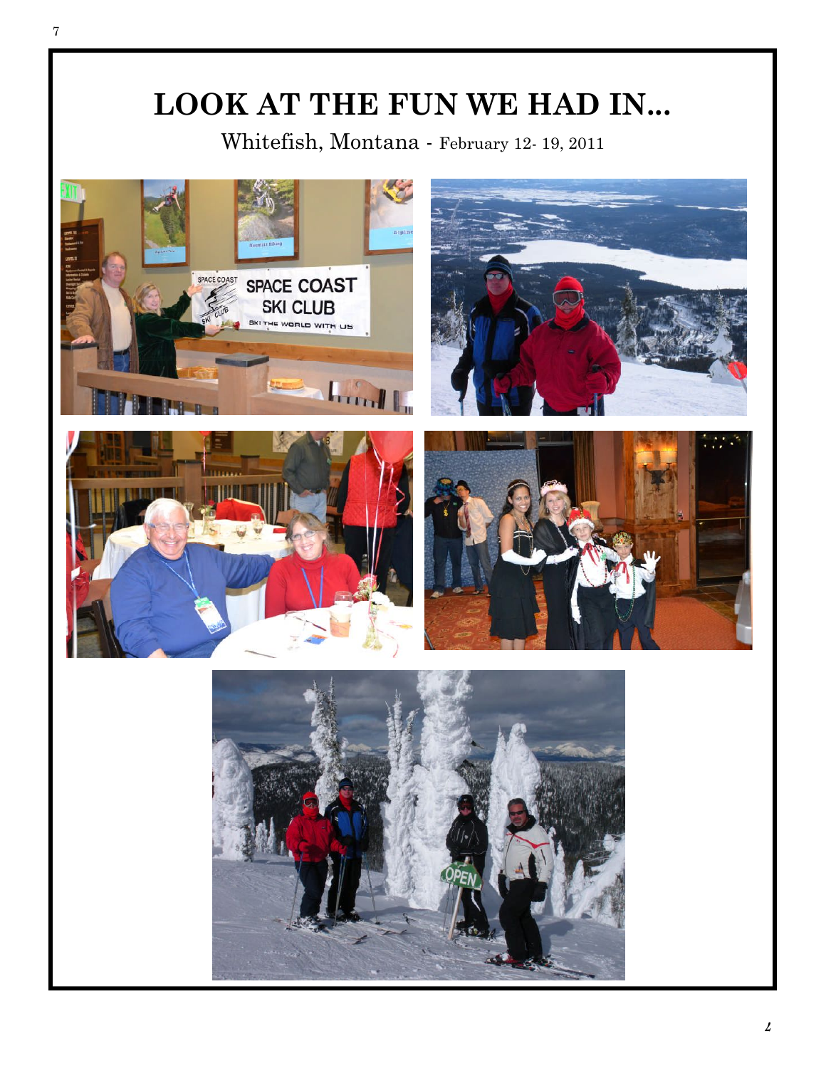# LOOK AT THE FUN WE HAD IN...

Whitefish, Montana - February 12- 19, 2011